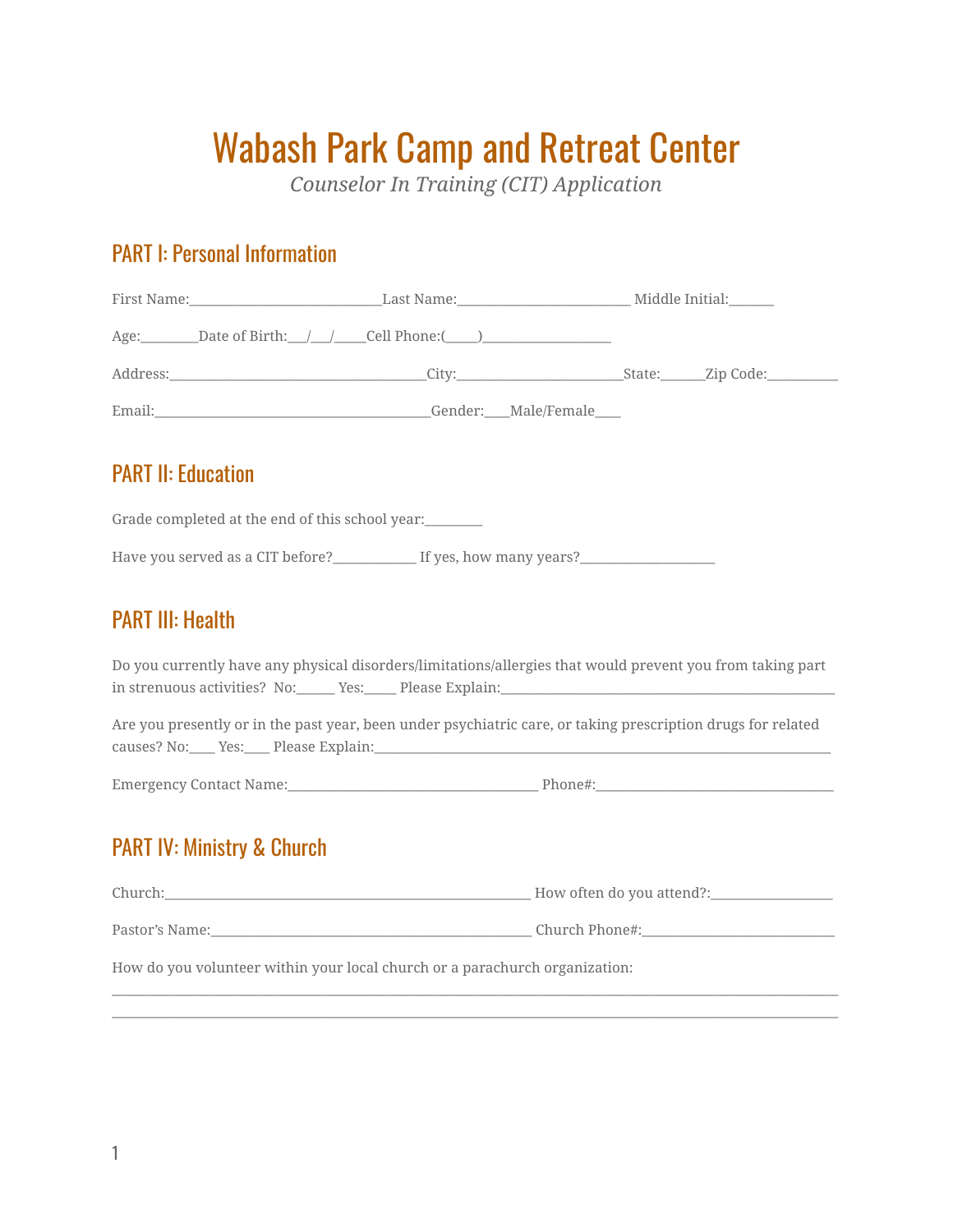# Wabash Park Camp and Retreat Center

*Counselor In Training (CIT) Application*

## PART I: Personal Information

First Name:____________________________Last Name:_________________________ Middle Initial:______

Age:________Date of Birth:___/___/_____Cell Phone:(_____)__________________

Address:_____________________________________City:________________________State:______Zip Code:__________

Email:________________________________________Gender:____Male/Female____

## PART II: Education

Grade completed at the end of this school year:________

Have you served as a CIT before?____________ If yes, how many years?___________________

## PART III: Health

Do you currently have any physical disorders/limitations/allergies that would prevent you from taking part in strenuous activities? No:_____ Yes:_____ Please Explain:_______________________________________________

Are you presently or in the past year, been under psychiatric care, or taking prescription drugs for related causes? No:____ Yes:____ Please Explain:_________________________________________________________________

Emergency Contact Name:____________________________________ Phone#:__________________________________

## PART IV: Ministry & Church

Church:_____________________________________________________ How often do you attend?:_________________

Pastor's Name:______________________________________________ Church Phone#:___________________________

How do you volunteer within your local church or a parachurch organization:

_____________________________________________________________________________________________________

_____________________________________________________________________________________________________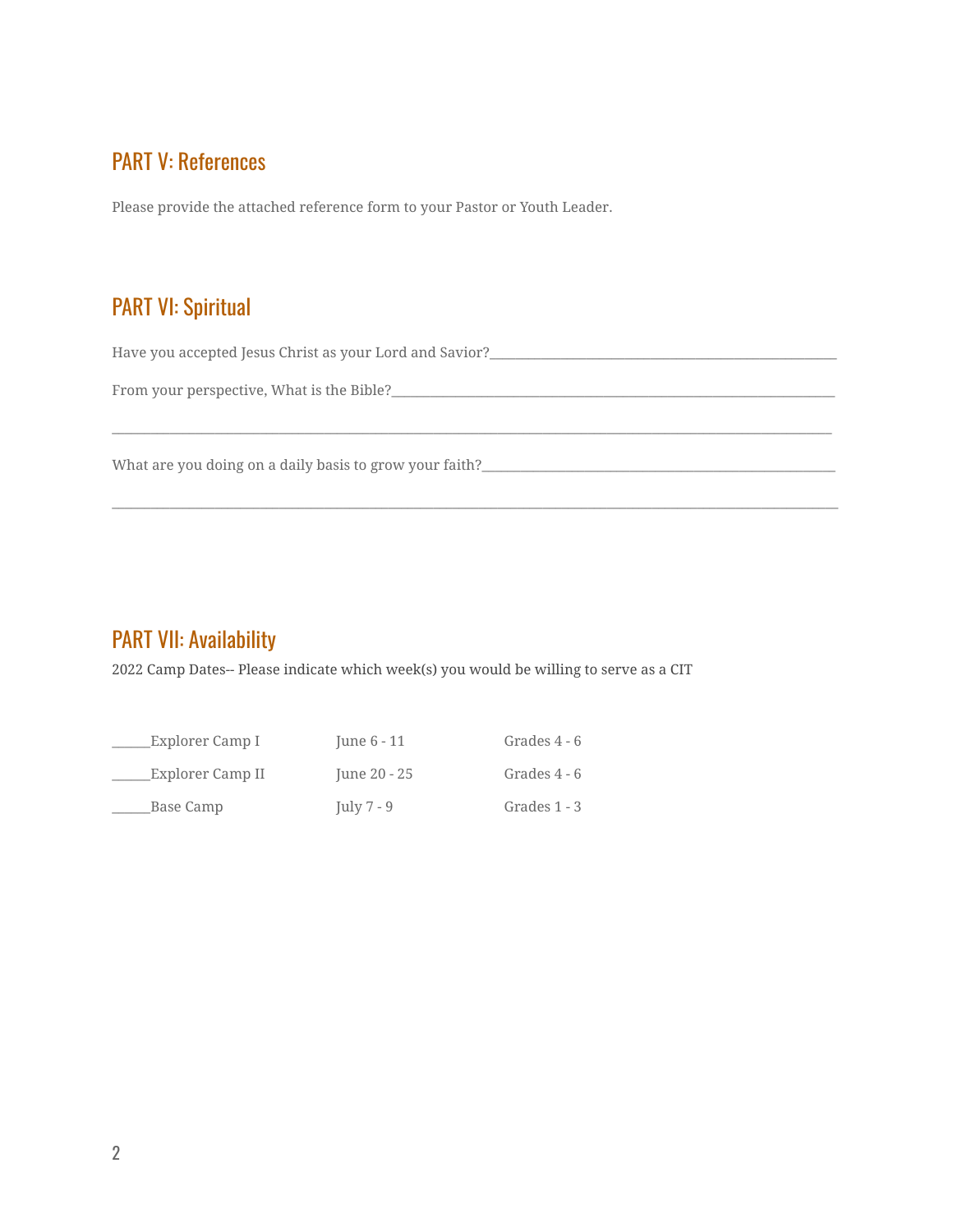## PART V: References

Please provide the attached reference form to your Pastor or Youth Leader.

## PART VI: Spiritual

Have you accepted Jesus Christ as your Lord and Savior?___________________________________________

From your perspective, What is the Bible?_______________________________________________________

_______________________________________________________________________________________________

What are you doing on a daily basis to grow your faith?___________________________________________

_______________________________________________________________________________________________

## PART VII: Availability

2022 Camp Dates-- Please indicate which week(s) you would be willing to serve as a CIT

| | | |
|---|---|---|
| ______Explorer Camp I | June 6 - 11 | Grades 4 - 6 |
| ______Explorer Camp II | June 20 - 25 | Grades 4 - 6 |
| ______Base Camp | July 7 - 9 | Grades 1 - 3 |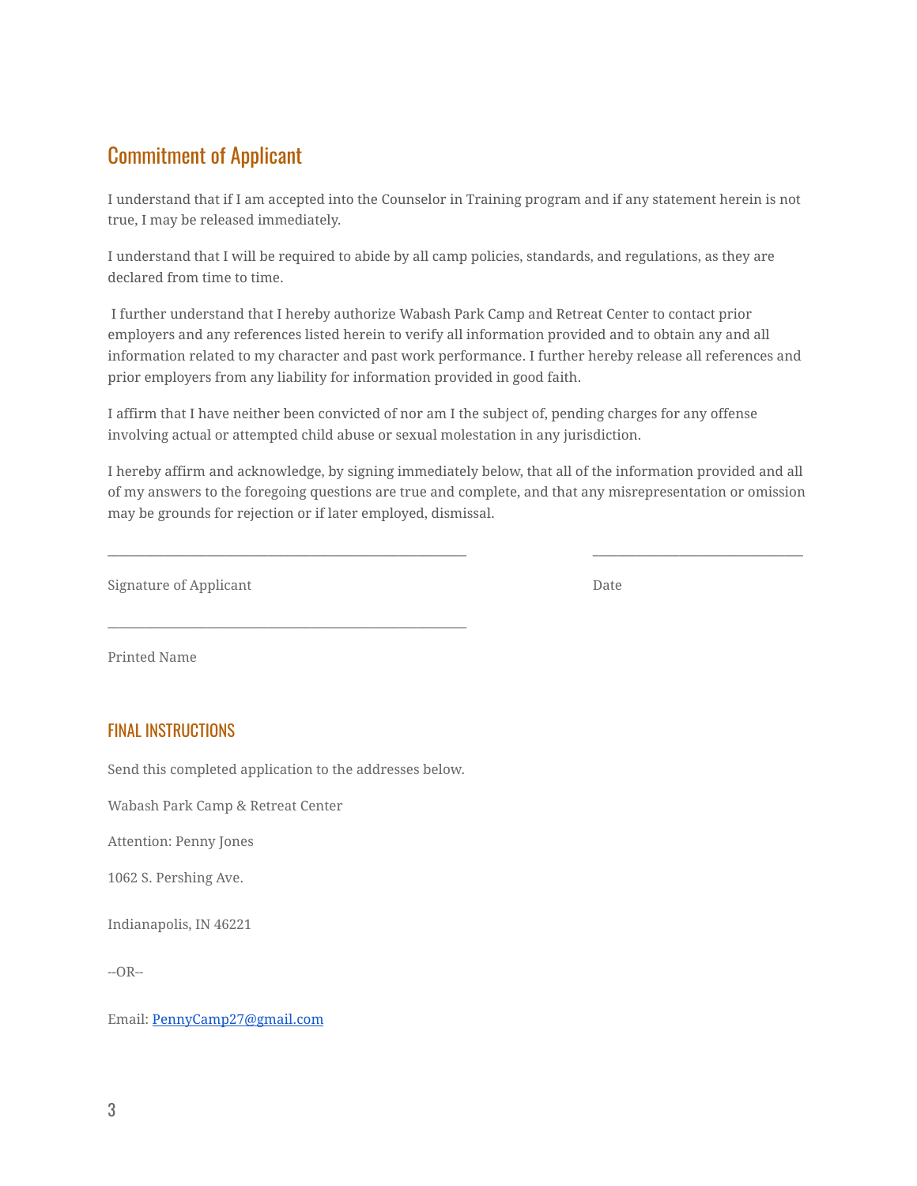## Commitment of Applicant

I understand that if I am accepted into the Counselor in Training program and if any statement herein is not true, I may be released immediately.

I understand that I will be required to abide by all camp policies, standards, and regulations, as they are declared from time to time.

I further understand that I hereby authorize Wabash Park Camp and Retreat Center to contact prior employers and any references listed herein to verify all information provided and to obtain any and all information related to my character and past work performance. I further hereby release all references and prior employers from any liability for information provided in good faith.

I affirm that I have neither been convicted of nor am I the subject of, pending charges for any offense involving actual or attempted child abuse or sexual molestation in any jurisdiction.

I hereby affirm and acknowledge, by signing immediately below, that all of the information provided and all of my answers to the foregoing questions are true and complete, and that any misrepresentation or omission may be grounds for rejection or if later employed, dismissal.

_______________________________________________ _____________________________

Signature of Applicant Date

_______________________________________________

Printed Name

### FINAL INSTRUCTIONS

Send this completed application to the addresses below.

Wabash Park Camp & Retreat Center

Attention: Penny Jones

1062 S. Pershing Ave.

Indianapolis, IN 46221

--OR--

Email: PennyCamp27@gmail.com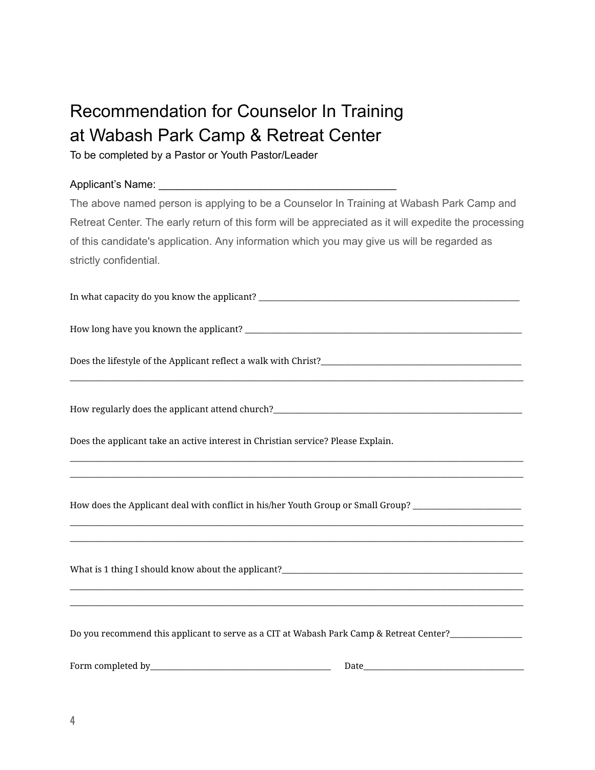# Recommendation for Counselor In Training at Wabash Park Camp & Retreat Center

To be completed by a Pastor or Youth Pastor/Leader

Applicant's Name: ________________________________________

The above named person is applying to be a Counselor In Training at Wabash Park Camp and Retreat Center. The early return of this form will be appreciated as it will expedite the processing of this candidate's application. Any information which you may give us will be regarded as strictly confidential.

In what capacity do you know the applicant? ____________________________________________________________

How long have you known the applicant? ________________________________________________________________

Does the lifestyle of the Applicant reflect a walk with Christ?______________________________________________
____________________________________________________________________________________________________

How regularly does the applicant attend church?___________________________________________________________

Does the applicant take an active interest in Christian service? Please Explain.
____________________________________________________________________________________________________
____________________________________________________________________________________________________

How does the Applicant deal with conflict in his/her Youth Group or Small Group? _________________________
____________________________________________________________________________________________________
____________________________________________________________________________________________________

What is 1 thing I should know about the applicant?_________________________________________________________
____________________________________________________________________________________________________
____________________________________________________________________________________________________

Do you recommend this applicant to serve as a CIT at Wabash Park Camp & Retreat Center?_______________

Form completed by___________________________________________ Date______________________________________